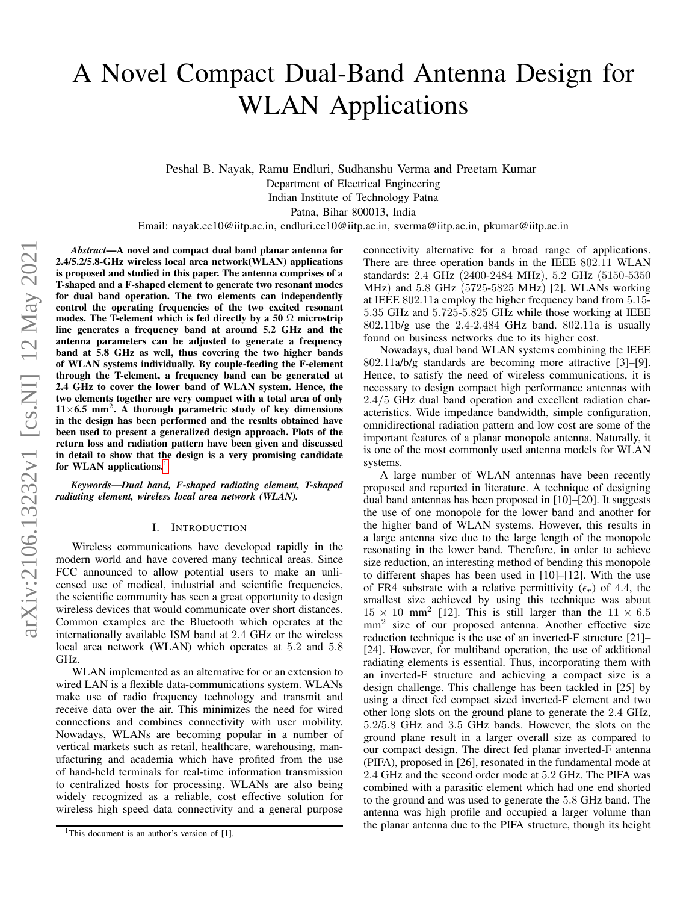# A Novel Compact Dual-Band Antenna Design for WLAN Applications

Peshal B. Nayak, Ramu Endluri, Sudhanshu Verma and Preetam Kumar
Department of Electrical Engineering
Indian Institute of Technology Patna
Patna, Bihar 800013, India
Email: nayak.ee10@iitp.ac.in, endluri.ee10@iitp.ac.in, sverma@iitp.ac.in, pkumar@iitp.ac.in

***Abstract*—A novel and compact dual band planar antenna for 2.4/5.2/5.8-GHz wireless local area network(WLAN) applications is proposed and studied in this paper. The antenna comprises of a T-shaped and a F-shaped element to generate two resonant modes for dual band operation. The two elements can independently control the operating frequencies of the two excited resonant modes. The T-element which is fed directly by a 50 $\Omega$ microstrip line generates a frequency band at around 5.2 GHz and the antenna parameters can be adjusted to generate a frequency band at 5.8 GHz as well, thus covering the two higher bands of WLAN systems individually. By couple-feeding the F-element through the T-element, a frequency band can be generated at 2.4 GHz to cover the lower band of WLAN system. Hence, the two elements together are very compact with a total area of only 11×6.5 mm$^2$. A thorough parametric study of key dimensions in the design has been performed and the results obtained have been used to present a generalized design approach. Plots of the return loss and radiation pattern have been given and discussed in detail to show that the design is a very promising candidate for WLAN applications.[1]**

***Keywords*—Dual band, F-shaped radiating element, T-shaped radiating element, wireless local area network (WLAN).**

## I. Introduction

Wireless communications have developed rapidly in the modern world and have covered many technical areas. Since FCC announced to allow potential users to make an unlicensed use of medical, industrial and scientific frequencies, the scientific community has seen a great opportunity to design wireless devices that would communicate over short distances. Common examples are the Bluetooth which operates at the internationally available ISM band at 2.4 GHz or the wireless local area network (WLAN) which operates at 5.2 and 5.8 GHz.

WLAN implemented as an alternative for or an extension to wired LAN is a flexible data-communications system. WLANs make use of radio frequency technology and transmit and receive data over the air. This minimizes the need for wired connections and combines connectivity with user mobility. Nowadays, WLANs are becoming popular in a number of vertical markets such as retail, healthcare, warehousing, manufacturing and academia which have profited from the use of hand-held terminals for real-time information transmission to centralized hosts for processing. WLANs are also being widely recognized as a reliable, cost effective solution for wireless high speed data connectivity and a general purpose connectivity alternative for a broad range of applications. There are three operation bands in the IEEE 802.11 WLAN standards: 2.4 GHz (2400-2484 MHz), 5.2 GHz (5150-5350 MHz) and 5.8 GHz (5725-5825 MHz) [2]. WLANs working at IEEE 802.11a employ the higher frequency band from 5.15-5.35 GHz and 5.725-5.825 GHz while those working at IEEE 802.11b/g use the 2.4-2.484 GHz band. 802.11a is usually found on business networks due to its higher cost.

Nowadays, dual band WLAN systems combining the IEEE 802.11a/b/g standards are becoming more attractive [3]–[9]. Hence, to satisfy the need of wireless communications, it is necessary to design compact high performance antennas with 2.4/5 GHz dual band operation and excellent radiation characteristics. Wide impedance bandwidth, simple configuration, omnidirectional radiation pattern and low cost are some of the important features of a planar monopole antenna. Naturally, it is one of the most commonly used antenna models for WLAN systems.

A large number of WLAN antennas have been recently proposed and reported in literature. A technique of designing dual band antennas has been proposed in [10]–[20]. It suggests the use of one monopole for the lower band and another for the higher band of WLAN systems. However, this results in a large antenna size due to the large length of the monopole resonating in the lower band. Therefore, in order to achieve size reduction, an interesting method of bending this monopole to different shapes has been used in [10]–[12]. With the use of FR4 substrate with a relative permittivity ($\epsilon_r$) of 4.4, the smallest size achieved by using this technique was about $15 \times 10$ mm$^2$ [12]. This is still larger than the $11 \times 6.5$ mm$^2$ size of our proposed antenna. Another effective size reduction technique is the use of an inverted-F structure [21]–[24]. However, for multiband operation, the use of additional radiating elements is essential. Thus, incorporating them with an inverted-F structure and achieving a compact size is a design challenge. This challenge has been tackled in [25] by using a direct fed compact sized inverted-F element and two other long slots on the ground plane to generate the 2.4 GHz, 5.2/5.8 GHz and 3.5 GHz bands. However, the slots on the ground plane result in a larger overall size as compared to our compact design. The direct fed planar inverted-F antenna (PIFA), proposed in [26], resonated in the fundamental mode at 2.4 GHz and the second order mode at 5.2 GHz. The PIFA was combined with a parasitic element which had one end shorted to the ground and was used to generate the 5.8 GHz band. The antenna was high profile and occupied a larger volume than the planar antenna due to the PIFA structure, though its height

[1]This document is an author's version of [1].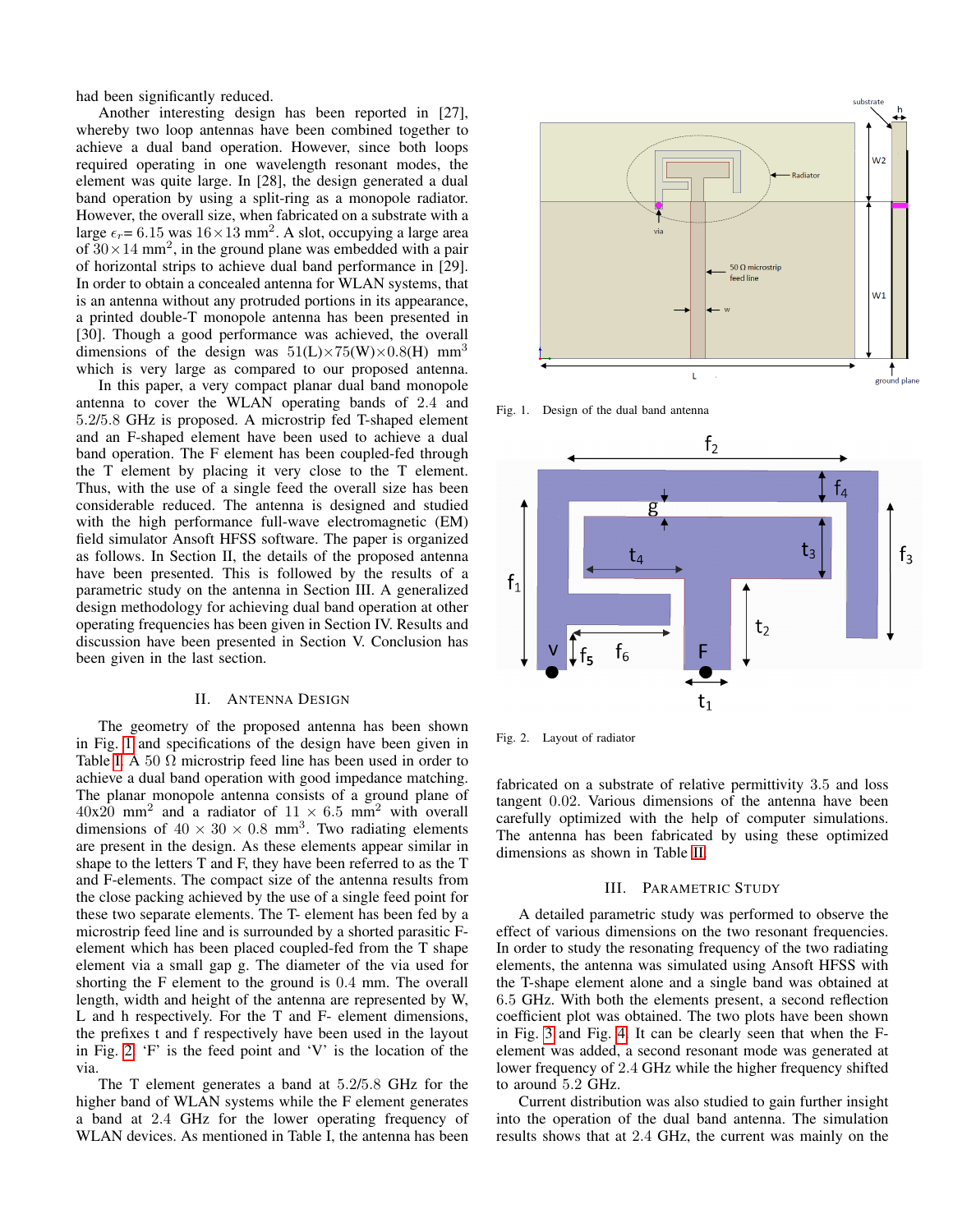had been significantly reduced.

Another interesting design has been reported in [27], whereby two loop antennas have been combined together to achieve a dual band operation. However, since both loops required operating in one wavelength resonant modes, the element was quite large. In [28], the design generated a dual band operation by using a split-ring as a monopole radiator. However, the overall size, when fabricated on a substrate with a large $\epsilon_r$= 6.15 was $16 \times 13$ mm$^2$. A slot, occupying a large area of $30 \times 14$ mm$^2$, in the ground plane was embedded with a pair of horizontal strips to achieve dual band performance in [29]. In order to obtain a concealed antenna for WLAN systems, that is an antenna without any protruded portions in its appearance, a printed double-T monopole antenna has been presented in [30]. Though a good performance was achieved, the overall dimensions of the design was $51(\text{L}) \times 75(\text{W}) \times 0.8(\text{H})$ mm$^3$ which is very large as compared to our proposed antenna.

In this paper, a very compact planar dual band monopole antenna to cover the WLAN operating bands of 2.4 and 5.2/5.8 GHz is proposed. A microstrip fed T-shaped element and an F-shaped element have been used to achieve a dual band operation. The F element has been coupled-fed through the T element by placing it very close to the T element. Thus, with the use of a single feed the overall size has been considerable reduced. The antenna is designed and studied with the high performance full-wave electromagnetic (EM) field simulator Ansoft HFSS software. The paper is organized as follows. In Section II, the details of the proposed antenna have been presented. This is followed by the results of a parametric study on the antenna in Section III. A generalized design methodology for achieving dual band operation at other operating frequencies has been given in Section IV. Results and discussion have been presented in Section V. Conclusion has been given in the last section.

## II. Antenna Design

The geometry of the proposed antenna has been shown in Fig. 1 and specifications of the design have been given in Table I. A 50 Ω microstrip feed line has been used in order to achieve a dual band operation with good impedance matching. The planar monopole antenna consists of a ground plane of 40x20 mm$^2$ and a radiator of $11 \times 6.5$ mm$^2$ with overall dimensions of $40 \times 30 \times 0.8$ mm$^3$. Two radiating elements are present in the design. As these elements appear similar in shape to the letters T and F, they have been referred to as the T and F-elements. The compact size of the antenna results from the close packing achieved by the use of a single feed point for these two separate elements. The T- element has been fed by a microstrip feed line and is surrounded by a shorted parasitic F-element which has been placed coupled-fed from the T shape element via a small gap g. The diameter of the via used for shorting the F element to the ground is 0.4 mm. The overall length, width and height of the antenna are represented by W, L and h respectively. For the T and F- element dimensions, the prefixes t and f respectively have been used in the layout in Fig. 2. 'F' is the feed point and 'V' is the location of the via.

The T element generates a band at 5.2/5.8 GHz for the higher band of WLAN systems while the F element generates a band at 2.4 GHz for the lower operating frequency of WLAN devices. As mentioned in Table I, the antenna has been fabricated on a substrate of relative permittivity 3.5 and loss tangent 0.02. Various dimensions of the antenna have been carefully optimized with the help of computer simulations. The antenna has been fabricated by using these optimized dimensions as shown in Table II.

Fig. 1. Design of the dual band antenna

Fig. 2. Layout of radiator

## III. Parametric Study

A detailed parametric study was performed to observe the effect of various dimensions on the two resonant frequencies. In order to study the resonating frequency of the two radiating elements, the antenna was simulated using Ansoft HFSS with the T-shape element alone and a single band was obtained at 6.5 GHz. With both the elements present, a second reflection coefficient plot was obtained. The two plots have been shown in Fig. 3 and Fig. 4. It can be clearly seen that when the F-element was added, a second resonant mode was generated at lower frequency of 2.4 GHz while the higher frequency shifted to around 5.2 GHz.

Current distribution was also studied to gain further insight into the operation of the dual band antenna. The simulation results shows that at 2.4 GHz, the current was mainly on the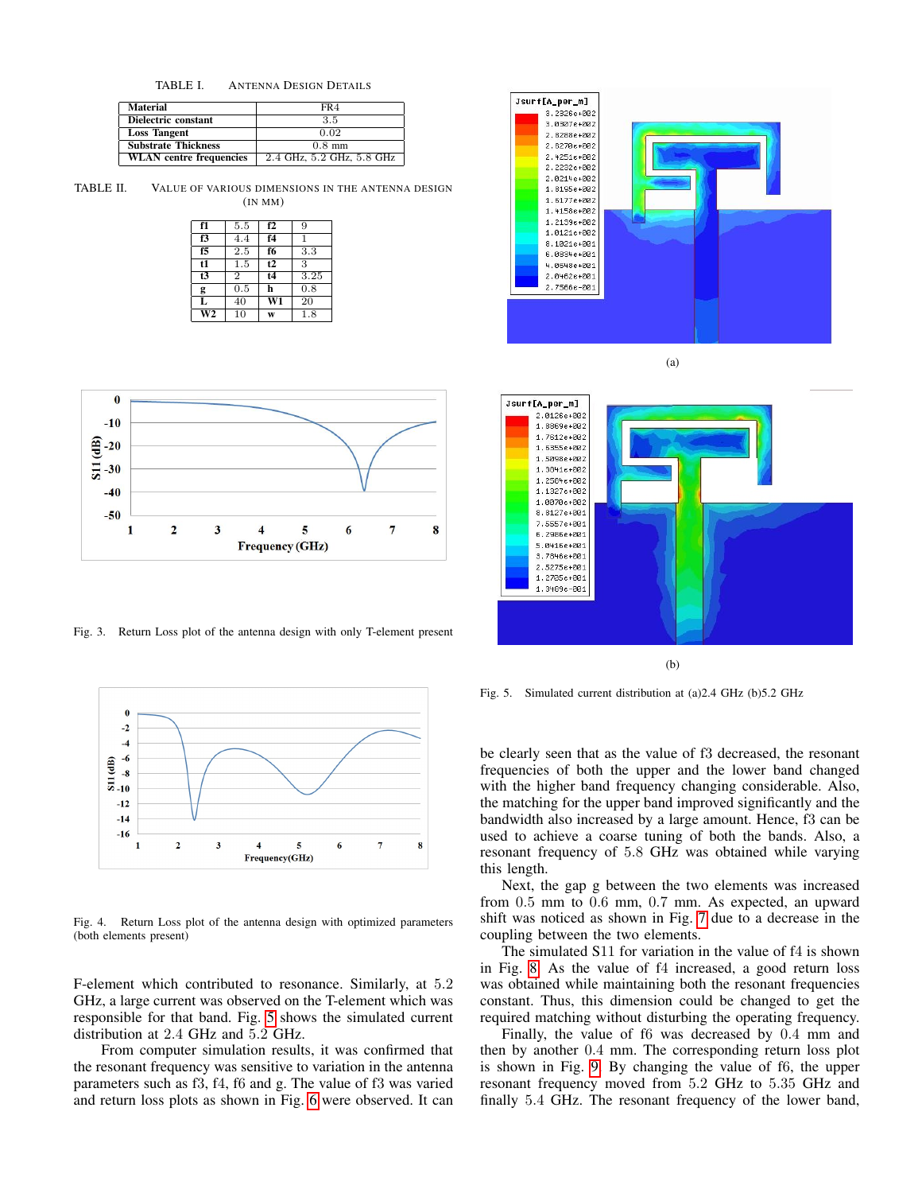TABLE I. ANTENNA DESIGN DETAILS

| Material | FR4 |
| --- | --- |
| Dielectric constant | 3.5 |
| Loss Tangent | 0.02 |
| Substrate Thickness | 0.8 mm |
| WLAN centre frequencies | 2.4 GHz, 5.2 GHz, 5.8 GHz |

TABLE II. VALUE OF VARIOUS DIMENSIONS IN THE ANTENNA DESIGN (IN MM)

| f1 | 5.5 | f2 | 9 |
| --- | --- | --- | --- |
| f3 | 4.4 | f4 | 1 |
| f5 | 2.5 | f6 | 3.3 |
| t1 | 1.5 | t2 | 3 |
| t3 | 2 | t4 | 3.25 |
| g | 0.5 | h | 0.8 |
| L | 40 | W1 | 20 |
| W2 | 10 | w | 1.8 |

Fig. 3. Return Loss plot of the antenna design with only T-element present

Fig. 4. Return Loss plot of the antenna design with optimized parameters (both elements present)

F-element which contributed to resonance. Similarly, at 5.2 GHz, a large current was observed on the T-element which was responsible for that band. Fig. 5 shows the simulated current distribution at 2.4 GHz and 5.2 GHz.

From computer simulation results, it was confirmed that the resonant frequency was sensitive to variation in the antenna parameters such as f3, f4, f6 and g. The value of f3 was varied and return loss plots as shown in Fig. 6 were observed. It can be clearly seen that as the value of f3 decreased, the resonant frequencies of both the upper and the lower band changed with the higher band frequency changing considerable. Also, the matching for the upper band improved significantly and the bandwidth also increased by a large amount. Hence, f3 can be used to achieve a coarse tuning of both the bands. Also, a resonant frequency of 5.8 GHz was obtained while varying this length.

(a)

(b)

Fig. 5. Simulated current distribution at (a)2.4 GHz (b)5.2 GHz

Next, the gap g between the two elements was increased from 0.5 mm to 0.6 mm, 0.7 mm. As expected, an upward shift was noticed as shown in Fig. 7 due to a decrease in the coupling between the two elements.

The simulated S11 for variation in the value of f4 is shown in Fig. 8. As the value of f4 increased, a good return loss was obtained while maintaining both the resonant frequencies constant. Thus, this dimension could be changed to get the required matching without disturbing the operating frequency.

Finally, the value of f6 was decreased by 0.4 mm and then by another 0.4 mm. The corresponding return loss plot is shown in Fig. 9. By changing the value of f6, the upper resonant frequency moved from 5.2 GHz to 5.35 GHz and finally 5.4 GHz. The resonant frequency of the lower band,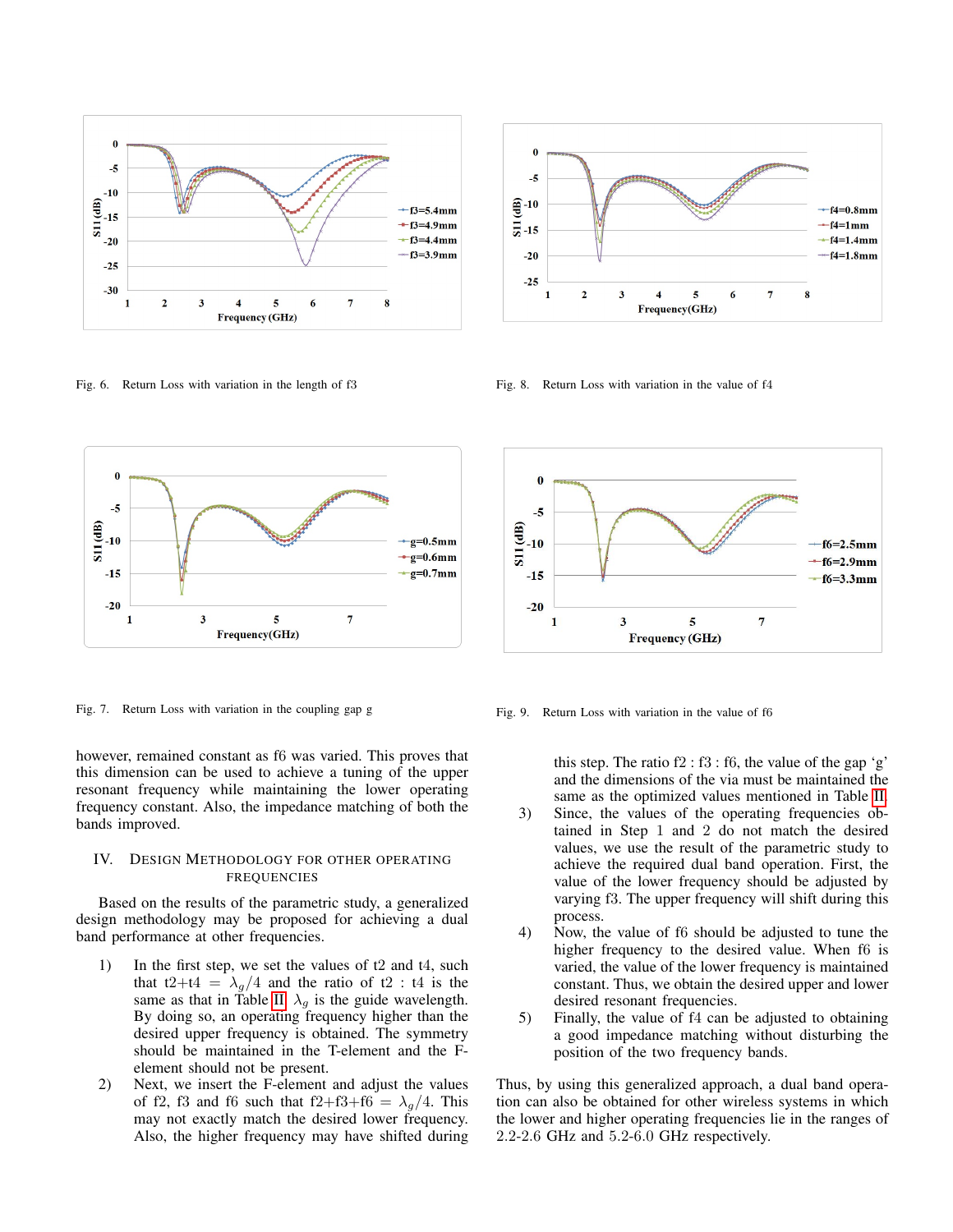Fig. 6. Return Loss with variation in the length of f3

Fig. 8. Return Loss with variation in the value of f4

Fig. 7. Return Loss with variation in the coupling gap g

Fig. 9. Return Loss with variation in the value of f6

however, remained constant as f6 was varied. This proves that this dimension can be used to achieve a tuning of the upper resonant frequency while maintaining the lower operating frequency constant. Also, the impedance matching of both the bands improved.

## IV. Design Methodology for other operating frequencies

Based on the results of the parametric study, a generalized design methodology may be proposed for achieving a dual band performance at other frequencies.

1) In the first step, we set the values of t2 and t4, such that t2+t4 $= \lambda_g/4$ and the ratio of t2 : t4 is the same as that in Table II. $\lambda_g$ is the guide wavelength. By doing so, an operating frequency higher than the desired upper frequency is obtained. The symmetry should be maintained in the T-element and the F-element should not be present.
2) Next, we insert the F-element and adjust the values of f2, f3 and f6 such that f2+f3+f6 $= \lambda_g/4$. This may not exactly match the desired lower frequency. Also, the higher frequency may have shifted during this step. The ratio f2 : f3 : f6, the value of the gap 'g' and the dimensions of the via must be maintained the same as the optimized values mentioned in Table II.
3) Since, the values of the operating frequencies obtained in Step 1 and 2 do not match the desired values, we use the result of the parametric study to achieve the required dual band operation. First, the value of the lower frequency should be adjusted by varying f3. The upper frequency will shift during this process.
4) Now, the value of f6 should be adjusted to tune the higher frequency to the desired value. When f6 is varied, the value of the lower frequency is maintained constant. Thus, we obtain the desired upper and lower desired resonant frequencies.
5) Finally, the value of f4 can be adjusted to obtaining a good impedance matching without disturbing the position of the two frequency bands.

Thus, by using this generalized approach, a dual band operation can also be obtained for other wireless systems in which the lower and higher operating frequencies lie in the ranges of 2.2-2.6 GHz and 5.2-6.0 GHz respectively.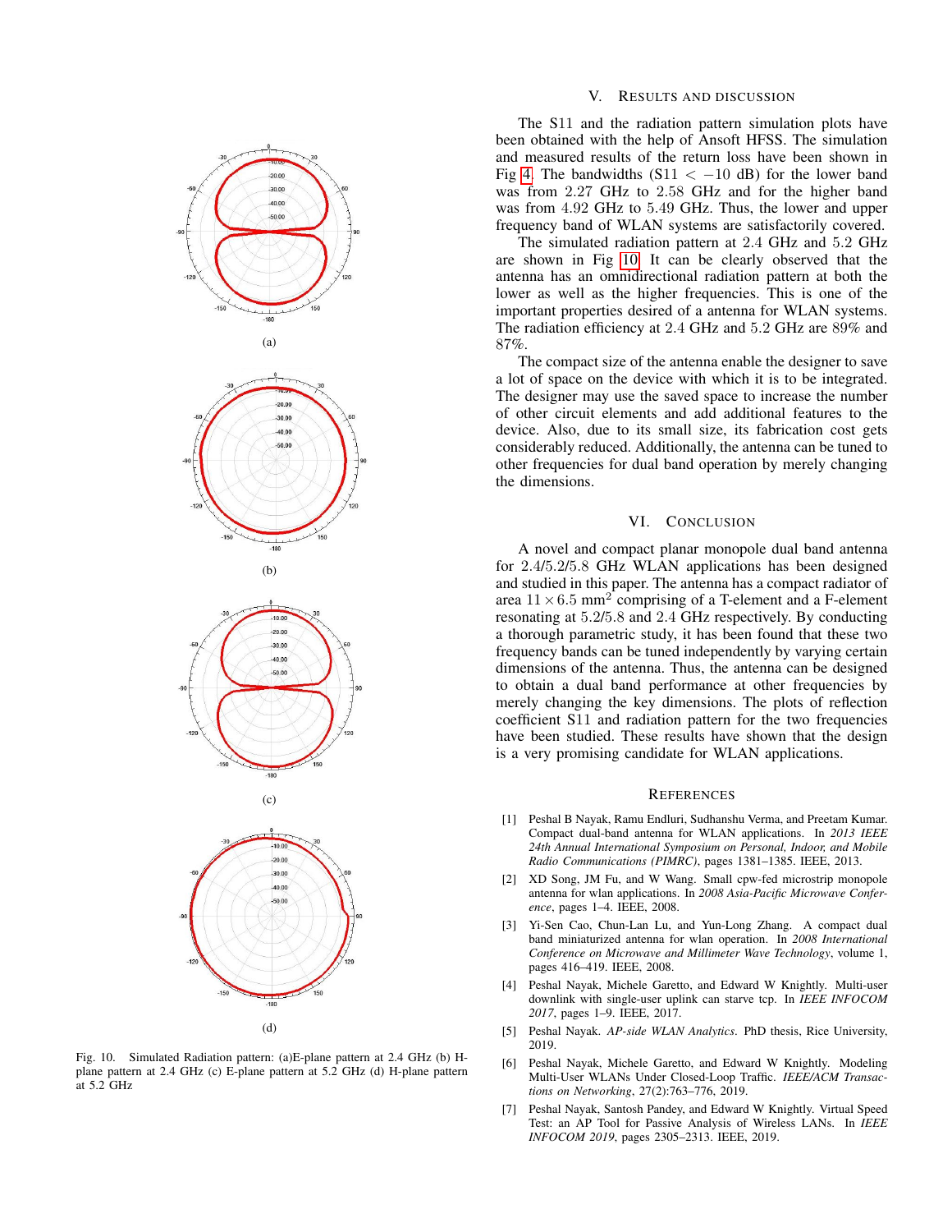Fig. 10. Simulated Radiation pattern: (a)E-plane pattern at 2.4 GHz (b) H-plane pattern at 2.4 GHz (c) E-plane pattern at 5.2 GHz (d) H-plane pattern at 5.2 GHz

## V. Results and Discussion

The S11 and the radiation pattern simulation plots have been obtained with the help of Ansoft HFSS. The simulation and measured results of the return loss have been shown in Fig 4. The bandwidths (S11 $< -10$ dB) for the lower band was from $2.27$ GHz to $2.58$ GHz and for the higher band was from $4.92$ GHz to $5.49$ GHz. Thus, the lower and upper frequency band of WLAN systems are satisfactorily covered.

The simulated radiation pattern at $2.4$ GHz and $5.2$ GHz are shown in Fig 10. It can be clearly observed that the antenna has an omnidirectional radiation pattern at both the lower as well as the higher frequencies. This is one of the important properties desired of a antenna for WLAN systems. The radiation efficiency at $2.4$ GHz and $5.2$ GHz are $89\%$ and $87\%$.

The compact size of the antenna enable the designer to save a lot of space on the device with which it is to be integrated. The designer may use the saved space to increase the number of other circuit elements and add additional features to the device. Also, due to its small size, its fabrication cost gets considerably reduced. Additionally, the antenna can be tuned to other frequencies for dual band operation by merely changing the dimensions.

## VI. Conclusion

A novel and compact planar monopole dual band antenna for $2.4/5.2/5.8$ GHz WLAN applications has been designed and studied in this paper. The antenna has a compact radiator of area $11 \times 6.5$ mm$^2$ comprising of a T-element and a F-element resonating at $5.2/5.8$ and $2.4$ GHz respectively. By conducting a thorough parametric study, it has been found that these two frequency bands can be tuned independently by varying certain dimensions of the antenna. Thus, the antenna can be designed to obtain a dual band performance at other frequencies by merely changing the key dimensions. The plots of reflection coefficient S11 and radiation pattern for the two frequencies have been studied. These results have shown that the design is a very promising candidate for WLAN applications.

## References

[1] Peshal B Nayak, Ramu Endluri, Sudhanshu Verma, and Preetam Kumar. Compact dual-band antenna for WLAN applications. In *2013 IEEE 24th Annual International Symposium on Personal, Indoor, and Mobile Radio Communications (PIMRC)*, pages 1381–1385. IEEE, 2013.

[2] XD Song, JM Fu, and W Wang. Small cpw-fed microstrip monopole antenna for wlan applications. In *2008 Asia-Pacific Microwave Conference*, pages 1–4. IEEE, 2008.

[3] Yi-Sen Cao, Chun-Lan Lu, and Yun-Long Zhang. A compact dual band miniaturized antenna for wlan operation. In *2008 International Conference on Microwave and Millimeter Wave Technology*, volume 1, pages 416–419. IEEE, 2008.

[4] Peshal Nayak, Michele Garetto, and Edward W Knightly. Multi-user downlink with single-user uplink can starve tcp. In *IEEE INFOCOM 2017*, pages 1–9. IEEE, 2017.

[5] Peshal Nayak. *AP-side WLAN Analytics*. PhD thesis, Rice University, 2019.

[6] Peshal Nayak, Michele Garetto, and Edward W Knightly. Modeling Multi-User WLANs Under Closed-Loop Traffic. *IEEE/ACM Transactions on Networking*, 27(2):763–776, 2019.

[7] Peshal Nayak, Santosh Pandey, and Edward W Knightly. Virtual Speed Test: an AP Tool for Passive Analysis of Wireless LANs. In *IEEE INFOCOM 2019*, pages 2305–2313. IEEE, 2019.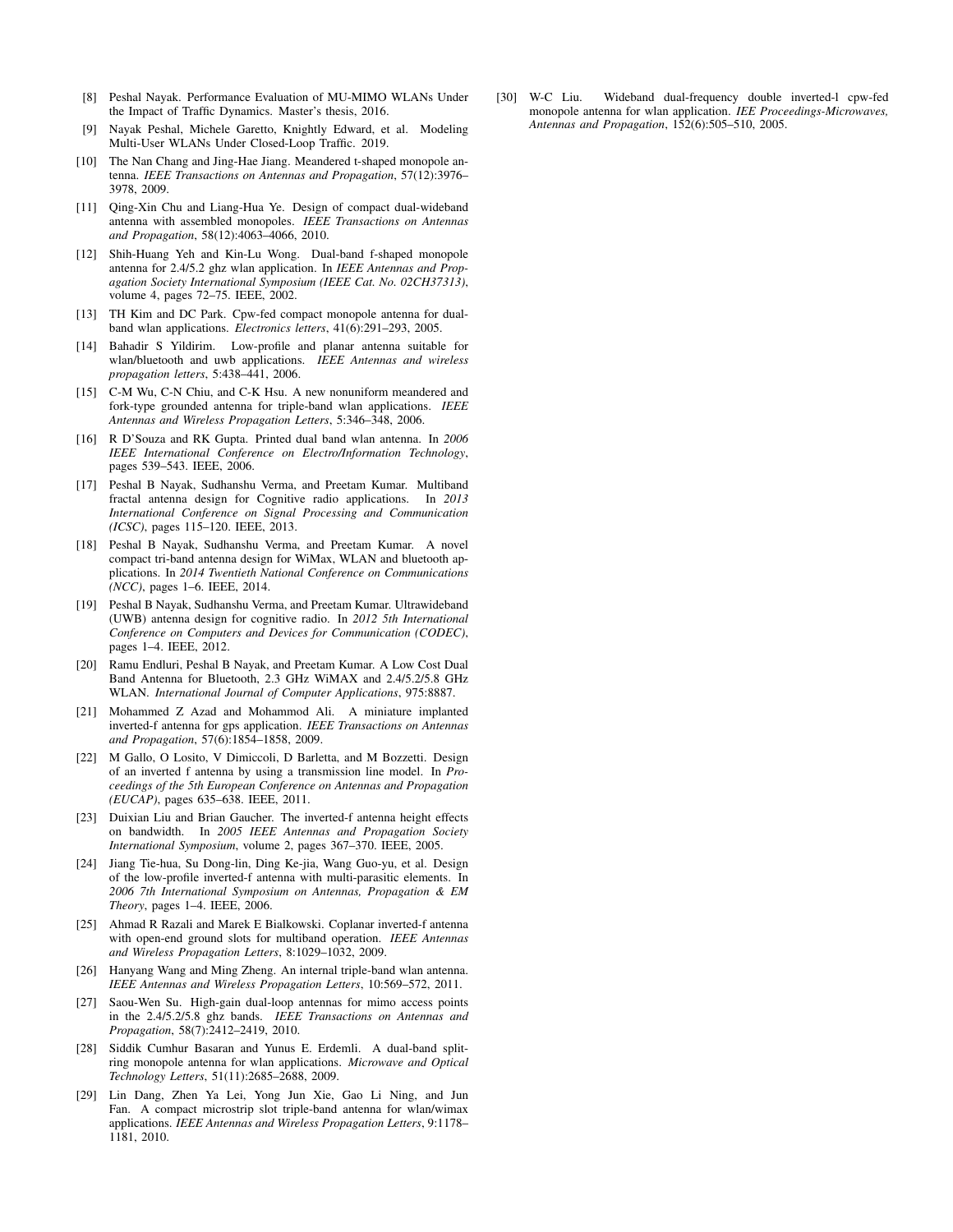[8] Peshal Nayak. Performance Evaluation of MU-MIMO WLANs Under the Impact of Traffic Dynamics. Master's thesis, 2016.

[9] Nayak Peshal, Michele Garetto, Knightly Edward, et al. Modeling Multi-User WLANs Under Closed-Loop Traffic. 2019.

[10] The Nan Chang and Jing-Hae Jiang. Meandered t-shaped monopole antenna. *IEEE Transactions on Antennas and Propagation*, 57(12):3976–3978, 2009.

[11] Qing-Xin Chu and Liang-Hua Ye. Design of compact dual-wideband antenna with assembled monopoles. *IEEE Transactions on Antennas and Propagation*, 58(12):4063–4066, 2010.

[12] Shih-Huang Yeh and Kin-Lu Wong. Dual-band f-shaped monopole antenna for 2.4/5.2 ghz wlan application. In *IEEE Antennas and Propagation Society International Symposium (IEEE Cat. No. 02CH37313)*, volume 4, pages 72–75. IEEE, 2002.

[13] TH Kim and DC Park. Cpw-fed compact monopole antenna for dual-band wlan applications. *Electronics letters*, 41(6):291–293, 2005.

[14] Bahadir S Yildirim. Low-profile and planar antenna suitable for wlan/bluetooth and uwb applications. *IEEE Antennas and wireless propagation letters*, 5:438–441, 2006.

[15] C-M Wu, C-N Chiu, and C-K Hsu. A new nonuniform meandered and fork-type grounded antenna for triple-band wlan applications. *IEEE Antennas and Wireless Propagation Letters*, 5:346–348, 2006.

[16] R D'Souza and RK Gupta. Printed dual band wlan antenna. In *2006 IEEE International Conference on Electro/Information Technology*, pages 539–543. IEEE, 2006.

[17] Peshal B Nayak, Sudhanshu Verma, and Preetam Kumar. Multiband fractal antenna design for Cognitive radio applications. In *2013 International Conference on Signal Processing and Communication (ICSC)*, pages 115–120. IEEE, 2013.

[18] Peshal B Nayak, Sudhanshu Verma, and Preetam Kumar. A novel compact tri-band antenna design for WiMax, WLAN and bluetooth applications. In *2014 Twentieth National Conference on Communications (NCC)*, pages 1–6. IEEE, 2014.

[19] Peshal B Nayak, Sudhanshu Verma, and Preetam Kumar. Ultrawideband (UWB) antenna design for cognitive radio. In *2012 5th International Conference on Computers and Devices for Communication (CODEC)*, pages 1–4. IEEE, 2012.

[20] Ramu Endluri, Peshal B Nayak, and Preetam Kumar. A Low Cost Dual Band Antenna for Bluetooth, 2.3 GHz WiMAX and 2.4/5.2/5.8 GHz WLAN. *International Journal of Computer Applications*, 975:8887.

[21] Mohammed Z Azad and Mohammod Ali. A miniature implanted inverted-f antenna for gps application. *IEEE Transactions on Antennas and Propagation*, 57(6):1854–1858, 2009.

[22] M Gallo, O Losito, V Dimiccoli, D Barletta, and M Bozzetti. Design of an inverted f antenna by using a transmission line model. In *Proceedings of the 5th European Conference on Antennas and Propagation (EUCAP)*, pages 635–638. IEEE, 2011.

[23] Duixian Liu and Brian Gaucher. The inverted-f antenna height effects on bandwidth. In *2005 IEEE Antennas and Propagation Society International Symposium*, volume 2, pages 367–370. IEEE, 2005.

[24] Jiang Tie-hua, Su Dong-lin, Ding Ke-jia, Wang Guo-yu, et al. Design of the low-profile inverted-f antenna with multi-parasitic elements. In *2006 7th International Symposium on Antennas, Propagation & EM Theory*, pages 1–4. IEEE, 2006.

[25] Ahmad R Razali and Marek E Bialkowski. Coplanar inverted-f antenna with open-end ground slots for multiband operation. *IEEE Antennas and Wireless Propagation Letters*, 8:1029–1032, 2009.

[26] Hanyang Wang and Ming Zheng. An internal triple-band wlan antenna. *IEEE Antennas and Wireless Propagation Letters*, 10:569–572, 2011.

[27] Saou-Wen Su. High-gain dual-loop antennas for mimo access points in the 2.4/5.2/5.8 ghz bands. *IEEE Transactions on Antennas and Propagation*, 58(7):2412–2419, 2010.

[28] Siddik Cumhur Basaran and Yunus E. Erdemli. A dual-band split-ring monopole antenna for wlan applications. *Microwave and Optical Technology Letters*, 51(11):2685–2688, 2009.

[29] Lin Dang, Zhen Ya Lei, Yong Jun Xie, Gao Li Ning, and Jun Fan. A compact microstrip slot triple-band antenna for wlan/wimax applications. *IEEE Antennas and Wireless Propagation Letters*, 9:1178–1181, 2010.

[30] W-C Liu. Wideband dual-frequency double inverted-l cpw-fed monopole antenna for wlan application. *IEE Proceedings-Microwaves, Antennas and Propagation*, 152(6):505–510, 2005.